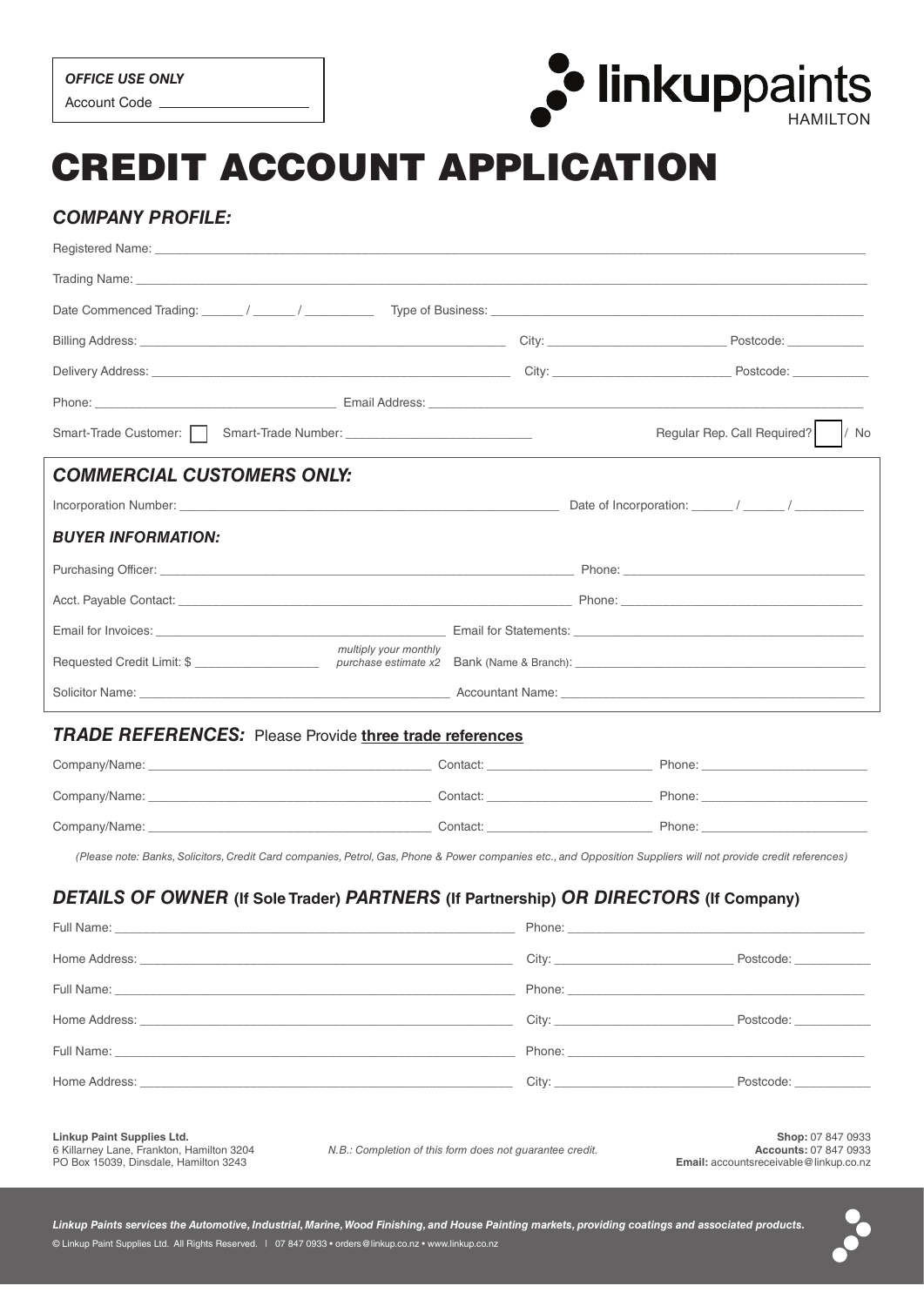**OFFICE USE ONLY**

Account Code \_\_\_\_\_\_\_\_\_\_\_\_\_\_\_\_\_\_

linkuppaints HAMILTON

# CREDIT ACCOUNT APPLICATION

## *COMPANY PROFILE:*

Registered Name: \_\_\_\_\_\_\_\_\_\_\_\_\_\_\_\_\_\_\_\_\_\_\_\_\_\_\_\_\_\_\_\_\_\_\_\_\_\_\_\_\_\_\_\_\_\_\_\_\_\_\_\_\_\_\_\_\_\_\_\_\_\_\_\_\_\_

Trading Name: \_\_\_\_\_\_\_\_\_\_\_\_\_\_\_\_\_\_\_\_\_\_\_\_\_\_\_\_\_\_\_\_\_\_\_\_\_\_\_\_\_\_\_\_\_\_\_\_\_\_\_\_\_\_\_\_\_\_\_\_\_\_\_\_\_\_

Date Commenced Trading: \_\_\_\_\_\_ / \_\_\_\_\_\_ / \_\_\_\_\_\_\_\_\_\_ Type of Business: \_\_\_\_\_\_\_\_\_\_\_\_\_\_\_\_\_\_\_\_\_\_\_\_\_\_\_\_\_\_\_\_

Billing Address: \_\_\_\_\_\_\_\_\_\_\_\_\_\_\_\_\_\_\_\_\_\_\_\_\_\_\_\_\_\_\_\_\_\_\_\_\_\_\_\_ City: \_\_\_\_\_\_\_\_\_\_\_\_\_\_\_\_\_\_\_\_\_\_\_\_\_ Postcode: \_\_\_\_\_\_\_\_\_\_\_

Delivery Address: \_\_\_\_\_\_\_\_\_\_\_\_\_\_\_\_\_\_\_\_\_\_\_\_\_\_\_\_\_\_\_\_\_\_\_\_\_\_\_\_ City: \_\_\_\_\_\_\_\_\_\_\_\_\_\_\_\_\_\_\_\_\_\_\_\_\_ Postcode: \_\_\_\_\_\_\_\_\_\_\_

Phone: \_\_\_\_\_\_\_\_\_\_\_\_\_\_\_\_\_\_\_\_\_\_\_\_\_\_\_\_\_\_\_\_\_\_\_ Email Address: \_\_\_\_\_\_\_\_\_\_\_\_\_\_\_\_\_\_\_\_\_\_\_\_\_\_\_\_\_\_\_\_\_\_\_\_\_\_\_\_

Smart-Trade Customer: ☐ Smart-Trade Number: \_\_\_\_\_\_\_\_\_\_\_\_\_\_\_\_\_\_\_\_\_\_\_\_\_\_\_ Regular Rep. Call Required? ☐ / No

## *COMMERCIAL CUSTOMERS ONLY:*

Incorporation Number: \_\_\_\_\_\_\_\_\_\_\_\_\_\_\_\_\_\_\_\_\_\_\_\_\_\_\_\_\_\_\_\_\_\_\_\_\_\_\_\_\_\_\_\_ Date of Incorporation: \_\_\_\_\_\_ / \_\_\_\_\_\_ / \_\_\_\_\_\_\_\_\_\_

### *BUYER INFORMATION:*

Purchasing Officer: \_\_\_\_\_\_\_\_\_\_\_\_\_\_\_\_\_\_\_\_\_\_\_\_\_\_\_\_\_\_\_\_\_\_\_\_\_\_\_\_\_\_\_\_\_\_\_\_ Phone: \_\_\_\_\_\_\_\_\_\_\_\_\_\_\_\_\_\_\_\_\_\_\_\_\_\_\_\_\_\_\_\_\_\_\_

Acct. Payable Contact: \_\_\_\_\_\_\_\_\_\_\_\_\_\_\_\_\_\_\_\_\_\_\_\_\_\_\_\_\_\_\_\_\_\_\_\_\_\_\_\_\_\_\_\_\_\_\_\_ Phone: \_\_\_\_\_\_\_\_\_\_\_\_\_\_\_\_\_\_\_\_\_\_\_\_\_\_\_\_\_\_\_\_\_\_\_

Email for Invoices: \_\_\_\_\_\_\_\_\_\_\_\_\_\_\_\_\_\_\_\_\_\_\_\_\_\_\_\_\_\_\_\_\_\_\_\_\_\_\_\_\_\_ Email for Statements: \_\_\_\_\_\_\_\_\_\_\_\_\_\_\_\_\_\_\_\_\_\_\_\_\_\_\_\_\_\_\_\_\_\_\_\_\_\_\_\_\_\_

Requested Credit Limit: $ \_\_\_\_\_\_\_\_\_\_\_\_\_\_\_\_\_\_ *multiply your monthly purchase estimate x2* Bank (Name & Branch): \_\_\_\_\_\_\_\_\_\_\_\_\_\_\_\_\_\_\_\_\_\_\_\_\_\_\_\_\_\_\_\_\_\_\_\_\_\_\_\_\_\_

Solicitor Name: \_\_\_\_\_\_\_\_\_\_\_\_\_\_\_\_\_\_\_\_\_\_\_\_\_\_\_\_\_\_\_\_\_\_\_\_\_\_\_\_\_\_\_\_\_\_ Accountant Name: \_\_\_\_\_\_\_\_\_\_\_\_\_\_\_\_\_\_\_\_\_\_\_\_\_\_\_\_\_\_\_\_\_\_\_\_\_\_\_\_\_\_\_\_

## *TRADE REFERENCES:* Please Provide **three trade references**

Company/Name: \_\_\_\_\_\_\_\_\_\_\_\_\_\_\_\_\_\_\_\_\_\_\_\_\_\_\_\_\_\_\_\_\_\_\_\_\_\_\_\_ Contact: \_\_\_\_\_\_\_\_\_\_\_\_\_\_\_\_\_\_\_\_\_\_\_\_ Phone: \_\_\_\_\_\_\_\_\_\_\_\_\_\_\_\_\_\_\_\_\_\_\_\_

Company/Name: \_\_\_\_\_\_\_\_\_\_\_\_\_\_\_\_\_\_\_\_\_\_\_\_\_\_\_\_\_\_\_\_\_\_\_\_\_\_\_\_ Contact: \_\_\_\_\_\_\_\_\_\_\_\_\_\_\_\_\_\_\_\_\_\_\_\_ Phone: \_\_\_\_\_\_\_\_\_\_\_\_\_\_\_\_\_\_\_\_\_\_\_\_

Company/Name: \_\_\_\_\_\_\_\_\_\_\_\_\_\_\_\_\_\_\_\_\_\_\_\_\_\_\_\_\_\_\_\_\_\_\_\_\_\_\_\_ Contact: \_\_\_\_\_\_\_\_\_\_\_\_\_\_\_\_\_\_\_\_\_\_\_\_ Phone: \_\_\_\_\_\_\_\_\_\_\_\_\_\_\_\_\_\_\_\_\_\_\_\_

*(Please note: Banks, Solicitors, Credit Card companies, Petrol, Gas, Phone & Power companies etc., and Opposition Suppliers will not provide credit references)*

## *DETAILS OF OWNER* (If Sole Trader) *PARTNERS* (If Partnership) *OR DIRECTORS* (If Company)

Full Name: \_\_\_\_\_\_\_\_\_\_\_\_\_\_\_\_\_\_\_\_\_\_\_\_\_\_\_\_\_\_\_\_\_\_\_\_\_\_\_\_\_\_\_\_\_\_\_\_\_\_\_\_ Phone: \_\_\_\_\_\_\_\_\_\_\_\_\_\_\_\_\_\_\_\_\_\_\_\_\_\_\_\_\_\_\_\_\_\_\_\_\_\_\_\_

Home Address: \_\_\_\_\_\_\_\_\_\_\_\_\_\_\_\_\_\_\_\_\_\_\_\_\_\_\_\_\_\_\_\_\_\_\_\_\_\_\_\_\_\_\_\_\_\_\_\_\_\_ City: \_\_\_\_\_\_\_\_\_\_\_\_\_\_\_\_\_\_\_\_\_\_\_\_\_ Postcode: \_\_\_\_\_\_\_\_\_\_\_

Full Name: \_\_\_\_\_\_\_\_\_\_\_\_\_\_\_\_\_\_\_\_\_\_\_\_\_\_\_\_\_\_\_\_\_\_\_\_\_\_\_\_\_\_\_\_\_\_\_\_\_\_\_\_ Phone: \_\_\_\_\_\_\_\_\_\_\_\_\_\_\_\_\_\_\_\_\_\_\_\_\_\_\_\_\_\_\_\_\_\_\_\_\_\_\_\_

Home Address: \_\_\_\_\_\_\_\_\_\_\_\_\_\_\_\_\_\_\_\_\_\_\_\_\_\_\_\_\_\_\_\_\_\_\_\_\_\_\_\_\_\_\_\_\_\_\_\_\_\_ City: \_\_\_\_\_\_\_\_\_\_\_\_\_\_\_\_\_\_\_\_\_\_\_\_\_ Postcode: \_\_\_\_\_\_\_\_\_\_\_

Full Name: \_\_\_\_\_\_\_\_\_\_\_\_\_\_\_\_\_\_\_\_\_\_\_\_\_\_\_\_\_\_\_\_\_\_\_\_\_\_\_\_\_\_\_\_\_\_\_\_\_\_\_\_ Phone: \_\_\_\_\_\_\_\_\_\_\_\_\_\_\_\_\_\_\_\_\_\_\_\_\_\_\_\_\_\_\_\_\_\_\_\_\_\_\_\_

Home Address: \_\_\_\_\_\_\_\_\_\_\_\_\_\_\_\_\_\_\_\_\_\_\_\_\_\_\_\_\_\_\_\_\_\_\_\_\_\_\_\_\_\_\_\_\_\_\_\_\_\_ City: \_\_\_\_\_\_\_\_\_\_\_\_\_\_\_\_\_\_\_\_\_\_\_\_\_ Postcode: \_\_\_\_\_\_\_\_\_\_\_

**Linkup Paint Supplies Ltd.**
6 Killarney Lane, Frankton, Hamilton 3204
PO Box 15039, Dinsdale, Hamilton 3243

*N.B.: Completion of this form does not guarantee credit.*

**Shop:** 07 847 0933
**Accounts:** 07 847 0933
**Email:** accountsreceivable@linkup.co.nz

***Linkup Paints services the Automotive, Industrial, Marine, Wood Finishing, and House Painting markets, providing coatings and associated products.***

© Linkup Paint Supplies Ltd. All Rights Reserved. | 07 847 0933 • orders@linkup.co.nz • www.linkup.co.nz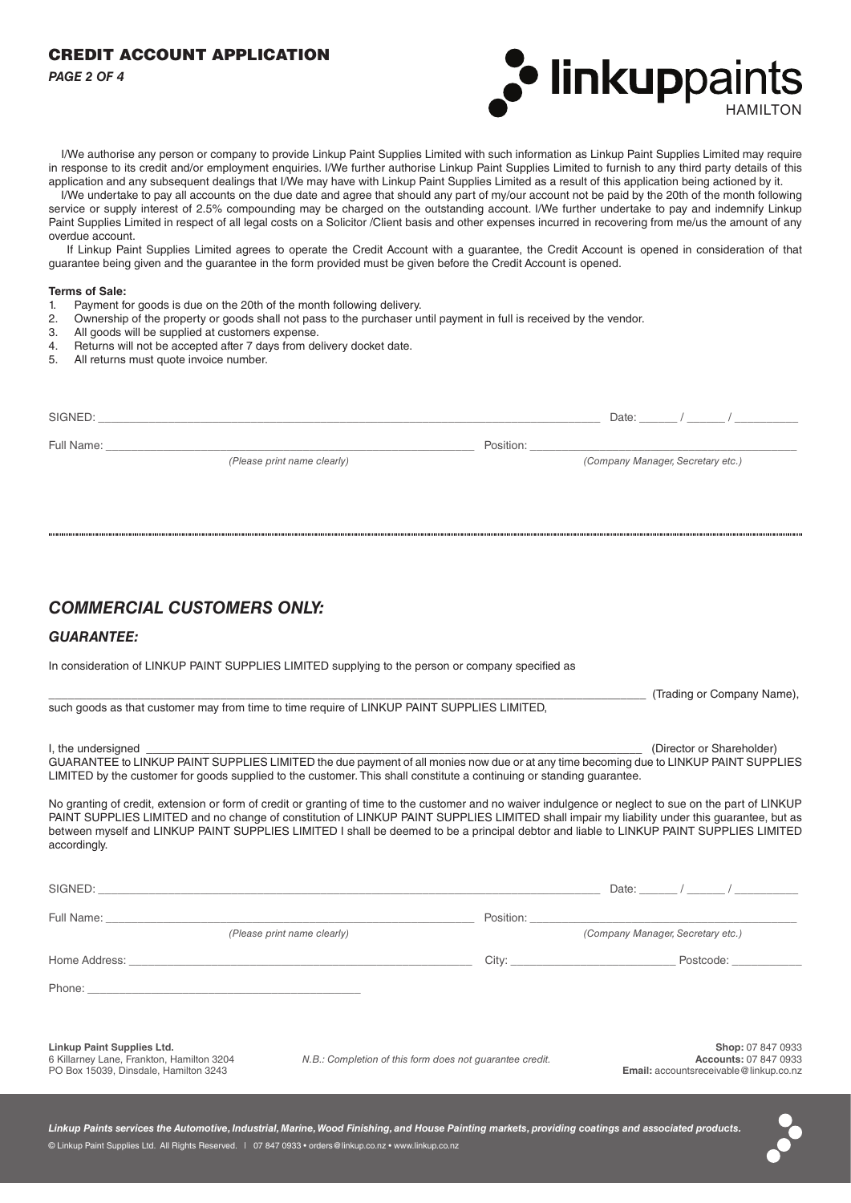# CREDIT ACCOUNT APPLICATION

I/We authorise any person or company to provide Linkup Paint Supplies Limited with such information as Linkup Paint Supplies Limited may require in response to its credit and/or employment enquiries. I/We further authorise Linkup Paint Supplies Limited to furnish to any third party details of this application and any subsequent dealings that I/We may have with Linkup Paint Supplies Limited as a result of this application being actioned by it.

I/We undertake to pay all accounts on the due date and agree that should any part of my/our account not be paid by the 20th of the month following service or supply interest of 2.5% compounding may be charged on the outstanding account. I/We further undertake to pay and indemnify Linkup Paint Supplies Limited in respect of all legal costs on a Solicitor /Client basis and other expenses incurred in recovering from me/us the amount of any overdue account.

If Linkup Paint Supplies Limited agrees to operate the Credit Account with a guarantee, the Credit Account is opened in consideration of that guarantee being given and the guarantee in the form provided must be given before the Credit Account is opened.

**Terms of Sale:**

1. Payment for goods is due on the 20th of the month following delivery.
2. Ownership of the property or goods shall not pass to the purchaser until payment in full is received by the vendor.
3. All goods will be supplied at customers expense.
4. Returns will not be accepted after 7 days from delivery docket date.
5. All returns must quote invoice number.

SIGNED: ______________________________ Date: ______ / ______ / __________

Full Name: ______________________________ Position: ______________________________
*(Please print name clearly)* *(Company Manager, Secretary etc.)*

## *COMMERCIAL CUSTOMERS ONLY:*

### *GUARANTEE:*

In consideration of LINKUP PAINT SUPPLIES LIMITED supplying to the person or company specified as

______________________________ (Trading or Company Name),

such goods as that customer may from time to time require of LINKUP PAINT SUPPLIES LIMITED,

I, the undersigned ______________________________ (Director or Shareholder)
GUARANTEE to LINKUP PAINT SUPPLIES LIMITED the due payment of all monies now due or at any time becoming due to LINKUP PAINT SUPPLIES LIMITED by the customer for goods supplied to the customer. This shall constitute a continuing or standing guarantee.

No granting of credit, extension or form of credit or granting of time to the customer and no waiver indulgence or neglect to sue on the part of LINKUP PAINT SUPPLIES LIMITED and no change of constitution of LINKUP PAINT SUPPLIES LIMITED shall impair my liability under this guarantee, but as between myself and LINKUP PAINT SUPPLIES LIMITED I shall be deemed to be a principal debtor and liable to LINKUP PAINT SUPPLIES LIMITED accordingly.

SIGNED: ______________________________ Date: ______ / ______ / __________

Full Name: ______________________________ Position: ______________________________
*(Please print name clearly)* *(Company Manager, Secretary etc.)*

Home Address: ______________________________ City: ______________ Postcode: __________

Phone: ______________________________

**Linkup Paint Supplies Ltd.**
6 Killarney Lane, Frankton, Hamilton 3204
PO Box 15039, Dinsdale, Hamilton 3243

*N.B.: Completion of this form does not guarantee credit.*

**Shop:** 07 847 0933
**Accounts:** 07 847 0933
**Email:** accountsreceivable@linkup.co.nz

***Linkup Paints services the Automotive, Industrial, Marine, Wood Finishing, and House Painting markets, providing coatings and associated products.***

© Linkup Paint Supplies Ltd. All Rights Reserved. | 07 847 0933 • orders@linkup.co.nz • www.linkup.co.nz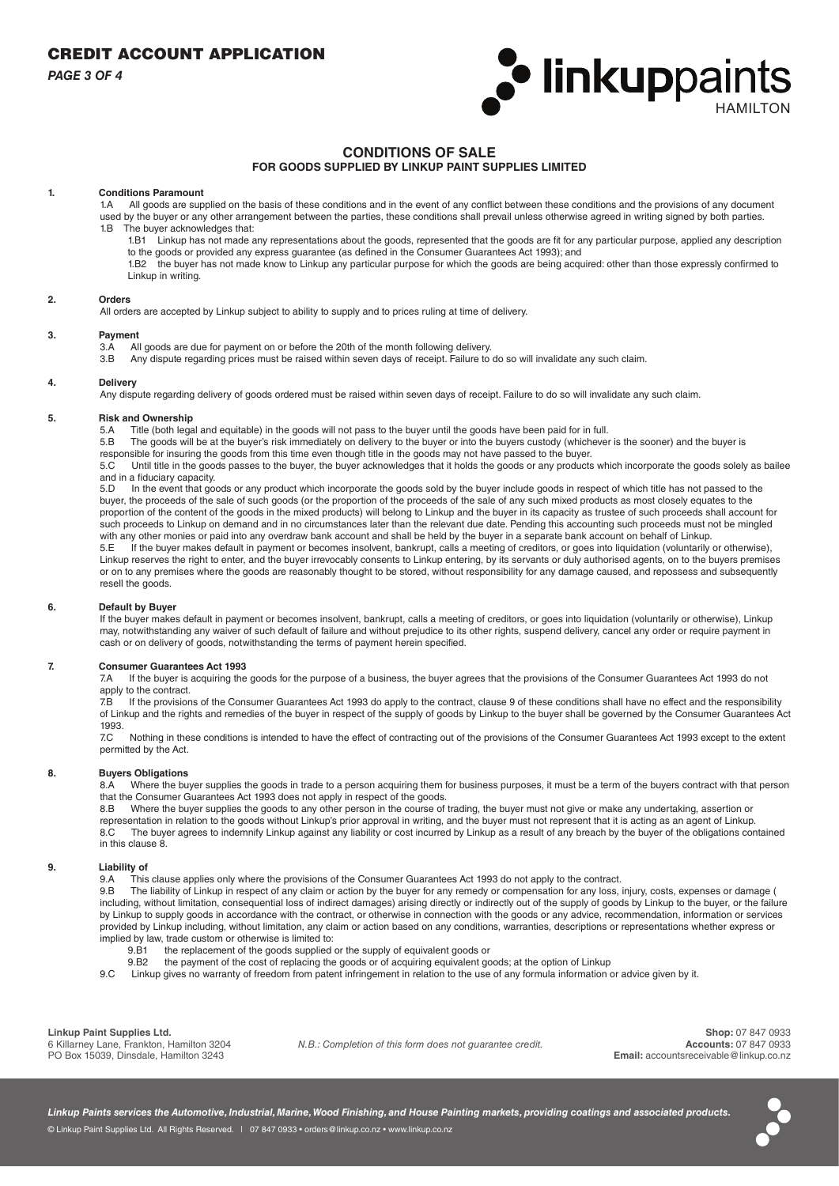# CREDIT ACCOUNT APPLICATION

## CONDITIONS OF SALE

### FOR GOODS SUPPLIED BY LINKUP PAINT SUPPLIES LIMITED

**1. Conditions Paramount**

1.A All goods are supplied on the basis of these conditions and in the event of any conflict between these conditions and the provisions of any document used by the buyer or any other arrangement between the parties, these conditions shall prevail unless otherwise agreed in writing signed by both parties.

1.B The buyer acknowledges that:

1.B1 Linkup has not made any representations about the goods, represented that the goods are fit for any particular purpose, applied any description to the goods or provided any express guarantee (as defined in the Consumer Guarantees Act 1993); and

1.B2 the buyer has not made know to Linkup any particular purpose for which the goods are being acquired: other than those expressly confirmed to Linkup in writing.

**2. Orders**

All orders are accepted by Linkup subject to ability to supply and to prices ruling at time of delivery.

**3. Payment**

3.A All goods are due for payment on or before the 20th of the month following delivery.

3.B Any dispute regarding prices must be raised within seven days of receipt. Failure to do so will invalidate any such claim.

**4. Delivery**

Any dispute regarding delivery of goods ordered must be raised within seven days of receipt. Failure to do so will invalidate any such claim.

**5. Risk and Ownership**

5.A Title (both legal and equitable) in the goods will not pass to the buyer until the goods have been paid for in full.

5.B The goods will be at the buyer's risk immediately on delivery to the buyer or into the buyers custody (whichever is the sooner) and the buyer is responsible for insuring the goods from this time even though title in the goods may not have passed to the buyer.

5.C Until title in the goods passes to the buyer, the buyer acknowledges that it holds the goods or any products which incorporate the goods solely as bailee and in a fiduciary capacity.

5.D In the event that goods or any product which incorporate the goods sold by the buyer include goods in respect of which title has not passed to the buyer, the proceeds of the sale of such goods (or the proportion of the proceeds of the sale of any such mixed products as most closely equates to the proportion of the content of the goods in the mixed products) will belong to Linkup and the buyer in its capacity as trustee of such proceeds shall account for such proceeds to Linkup on demand and in no circumstances later than the relevant due date. Pending this accounting such proceeds must not be mingled with any other monies or paid into any overdraw bank account and shall be held by the buyer in a separate bank account on behalf of Linkup.

5.E If the buyer makes default in payment or becomes insolvent, bankrupt, calls a meeting of creditors, or goes into liquidation (voluntarily or otherwise), Linkup reserves the right to enter, and the buyer irrevocably consents to Linkup entering, by its servants or duly authorised agents, on to the buyers premises or on to any premises where the goods are reasonably thought to be stored, without responsibility for any damage caused, and repossess and subsequently resell the goods.

**6. Default by Buyer**

If the buyer makes default in payment or becomes insolvent, bankrupt, calls a meeting of creditors, or goes into liquidation (voluntarily or otherwise), Linkup may, notwithstanding any waiver of such default of failure and without prejudice to its other rights, suspend delivery, cancel any order or require payment in cash or on delivery of goods, notwithstanding the terms of payment herein specified.

**7. Consumer Guarantees Act 1993**

7.A If the buyer is acquiring the goods for the purpose of a business, the buyer agrees that the provisions of the Consumer Guarantees Act 1993 do not apply to the contract.

7.B If the provisions of the Consumer Guarantees Act 1993 do apply to the contract, clause 9 of these conditions shall have no effect and the responsibility of Linkup and the rights and remedies of the buyer in respect of the supply of goods by Linkup to the buyer shall be governed by the Consumer Guarantees Act 1993.

7.C Nothing in these conditions is intended to have the effect of contracting out of the provisions of the Consumer Guarantees Act 1993 except to the extent permitted by the Act.

**8. Buyers Obligations**

8.A Where the buyer supplies the goods in trade to a person acquiring them for business purposes, it must be a term of the buyers contract with that person that the Consumer Guarantees Act 1993 does not apply in respect of the goods.

8.B Where the buyer supplies the goods to any other person in the course of trading, the buyer must not give or make any undertaking, assertion or representation in relation to the goods without Linkup's prior approval in writing, and the buyer must not represent that it is acting as an agent of Linkup.

8.C The buyer agrees to indemnify Linkup against any liability or cost incurred by Linkup as a result of any breach by the buyer of the obligations contained in this clause 8.

**9. Liability of**

9.A This clause applies only where the provisions of the Consumer Guarantees Act 1993 do not apply to the contract.

9.B The liability of Linkup in respect of any claim or action by the buyer for any remedy or compensation for any loss, injury, costs, expenses or damage ( including, without limitation, consequential loss of indirect damages) arising directly or indirectly out of the supply of goods by Linkup to the buyer, or the failure by Linkup to supply goods in accordance with the contract, or otherwise in connection with the goods or any advice, recommendation, information or services provided by Linkup including, without limitation, any claim or action based on any conditions, warranties, descriptions or representations whether express or implied by law, trade custom or otherwise is limited to:

9.B1 the replacement of the goods supplied or the supply of equivalent goods or

9.B2 the payment of the cost of replacing the goods or of acquiring equivalent goods; at the option of Linkup

9.C Linkup gives no warranty of freedom from patent infringement in relation to the use of any formula information or advice given by it.

**Linkup Paint Supplies Ltd.**
6 Killarney Lane, Frankton, Hamilton 3204
PO Box 15039, Dinsdale, Hamilton 3243

*N.B.: Completion of this form does not guarantee credit.*

**Shop:** 07 847 0933
**Accounts:** 07 847 0933
**Email:** accountsreceivable@linkup.co.nz

*Linkup Paints services the Automotive, Industrial, Marine, Wood Finishing, and House Painting markets, providing coatings and associated products.*

© Linkup Paint Supplies Ltd. All Rights Reserved. | 07 847 0933 • orders@linkup.co.nz • www.linkup.co.nz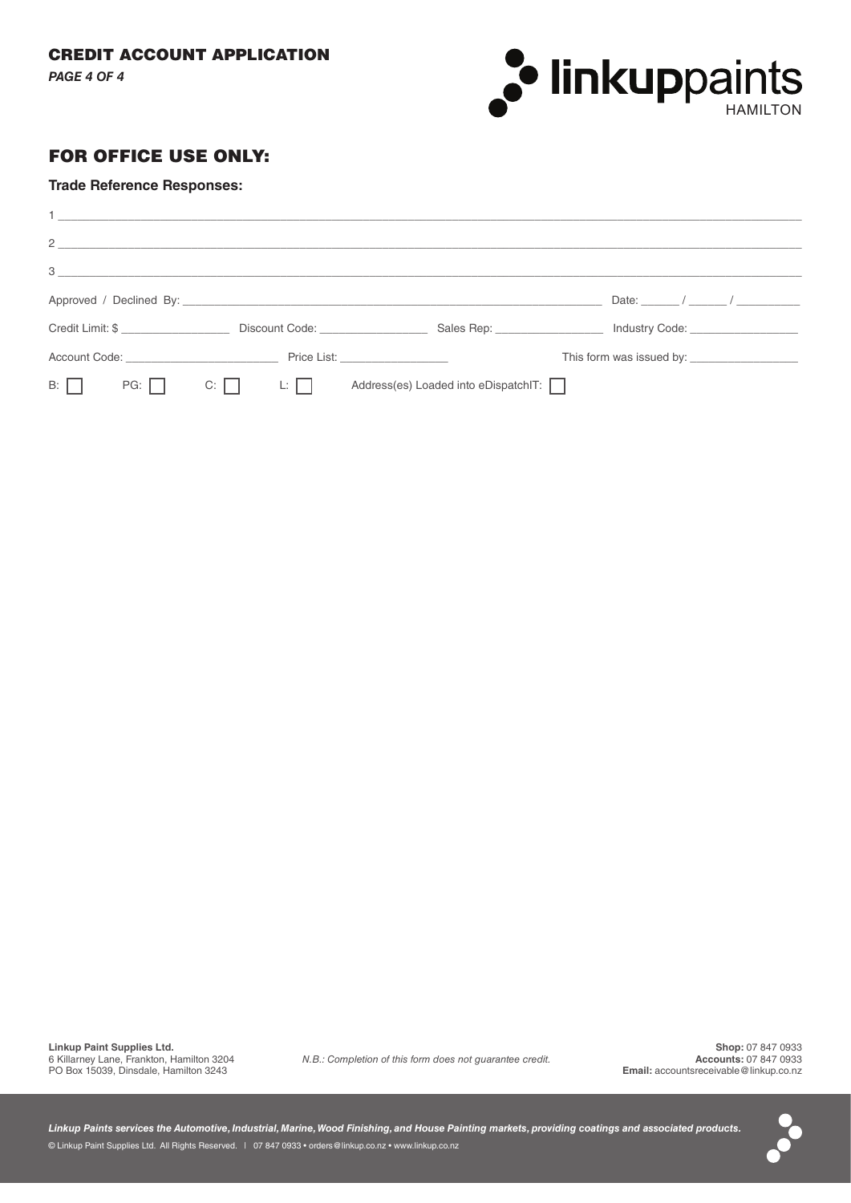# FOR OFFICE USE ONLY:

**Trade Reference Responses:**

1 ______________________________________________________________________________

2 ______________________________________________________________________________

3 ______________________________________________________________________________

Approved / Declined By: ______________________________________________ Date: ______ / ______ / __________

Credit Limit: $ _______________ Discount Code: _______________ Sales Rep: _______________ Industry Code: _______________

Account Code: ____________________ Price List: _______________ This form was issued by: _______________

B: ☐ PG: ☐ C: ☐ L: ☐ Address(es) Loaded into eDispatchIT: ☐

**Linkup Paint Supplies Ltd.**
6 Killarney Lane, Frankton, Hamilton 3204
PO Box 15039, Dinsdale, Hamilton 3243

*N.B.: Completion of this form does not guarantee credit.*

**Shop:** 07 847 0933
**Accounts:** 07 847 0933
**Email:** accountsreceivable@linkup.co.nz

***Linkup Paints services the Automotive, Industrial, Marine, Wood Finishing, and House Painting markets, providing coatings and associated products.***

© Linkup Paint Supplies Ltd. All Rights Reserved. | 07 847 0933 • orders@linkup.co.nz • www.linkup.co.nz